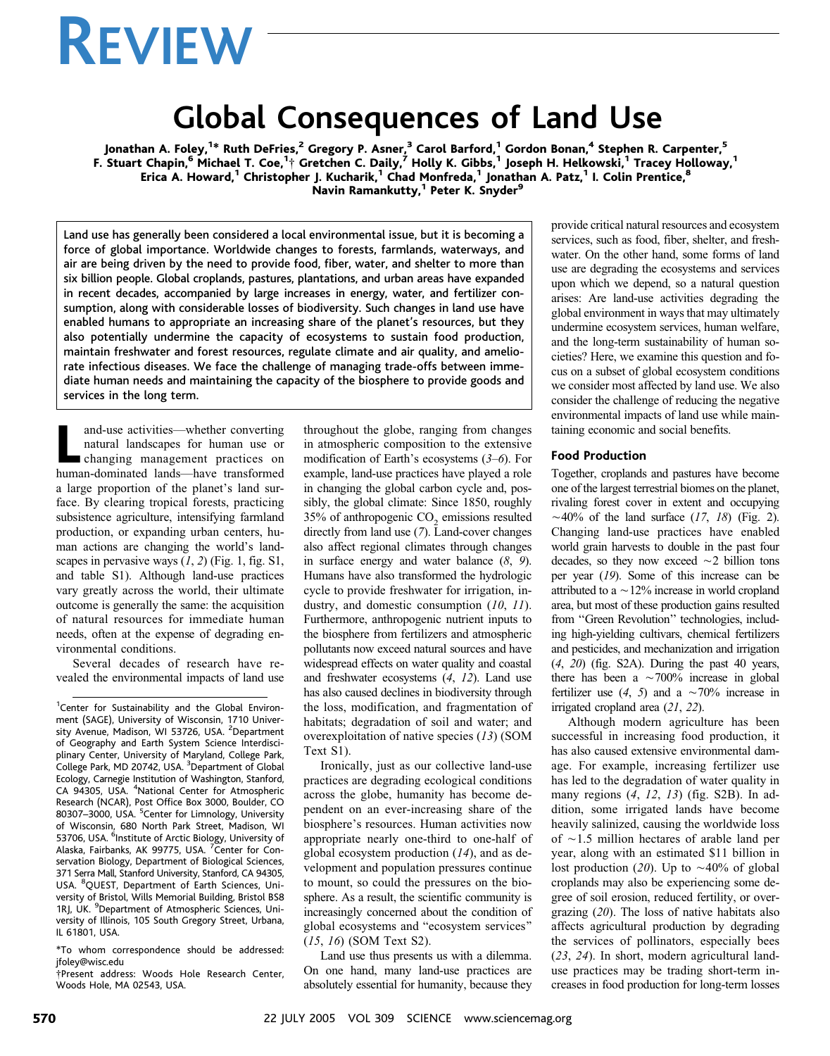REVIEW

# Global Consequences of Land Use

Jonathan A. Foley,[1]* Ruth DeFries,[2] Gregory P. Asner,[3] Carol Barford,[1] Gordon Bonan,[4] Stephen R. Carpenter,[5] F. Stuart Chapin,[6] Michael T. Coe,[1]† Gretchen C. Daily,[7] Holly K. Gibbs,[1] Joseph H. Helkowski,[1] Tracey Holloway,[1] Erica A. Howard,[1] Christopher J. Kucharik,[1] Chad Monfreda,[1] Jonathan A. Patz,[1] I. Colin Prentice,[8] Navin Ramankutty,[1] Peter K. Snyder[9]

**Land use has generally been considered a local environmental issue, but it is becoming a force of global importance. Worldwide changes to forests, farmlands, waterways, and air are being driven by the need to provide food, fiber, water, and shelter to more than six billion people. Global croplands, pastures, plantations, and urban areas have expanded in recent decades, accompanied by large increases in energy, water, and fertilizer consumption, along with considerable losses of biodiversity. Such changes in land use have enabled humans to appropriate an increasing share of the planet's resources, but they also potentially undermine the capacity of ecosystems to sustain food production, maintain freshwater and forest resources, regulate climate and air quality, and ameliorate infectious diseases. We face the challenge of managing trade-offs between immediate human needs and maintaining the capacity of the biosphere to provide goods and services in the long term.**

Land-use activities—whether converting natural landscapes for human use or changing management practices on human-dominated lands—have transformed a large proportion of the planet's land surface. By clearing tropical forests, practicing subsistence agriculture, intensifying farmland production, or expanding urban centers, human actions are changing the world's landscapes in pervasive ways (*1*, *2*) (Fig. 1, fig. S1, and table S1). Although land-use practices vary greatly across the world, their ultimate outcome is generally the same: the acquisition of natural resources for immediate human needs, often at the expense of degrading environmental conditions.

Several decades of research have revealed the environmental impacts of land use throughout the globe, ranging from changes in atmospheric composition to the extensive modification of Earth's ecosystems (*3*–*6*). For example, land-use practices have played a role in changing the global carbon cycle and, possibly, the global climate: Since 1850, roughly 35% of anthropogenic $CO_2$ emissions resulted directly from land use (*7*). Land-cover changes also affect regional climates through changes in surface energy and water balance (*8*, *9*). Humans have also transformed the hydrologic cycle to provide freshwater for irrigation, industry, and domestic consumption (*10*, *11*). Furthermore, anthropogenic nutrient inputs to the biosphere from fertilizers and atmospheric pollutants now exceed natural sources and have widespread effects on water quality and coastal and freshwater ecosystems (*4*, *12*). Land use has also caused declines in biodiversity through the loss, modification, and fragmentation of habitats; degradation of soil and water; and overexploitation of native species (*13*) (SOM Text S1).

Ironically, just as our collective land-use practices are degrading ecological conditions across the globe, humanity has become dependent on an ever-increasing share of the biosphere's resources. Human activities now appropriate nearly one-third to one-half of global ecosystem production (*14*), and as development and population pressures continue to mount, so could the pressures on the biosphere. As a result, the scientific community is increasingly concerned about the condition of global ecosystems and "ecosystem services" (*15*, *16*) (SOM Text S2).

Land use thus presents us with a dilemma. On one hand, many land-use practices are absolutely essential for humanity, because they provide critical natural resources and ecosystem services, such as food, fiber, shelter, and freshwater. On the other hand, some forms of land use are degrading the ecosystems and services upon which we depend, so a natural question arises: Are land-use activities degrading the global environment in ways that may ultimately undermine ecosystem services, human welfare, and the long-term sustainability of human societies? Here, we examine this question and focus on a subset of global ecosystem conditions we consider most affected by land use. We also consider the challenge of reducing the negative environmental impacts of land use while maintaining economic and social benefits.

## Food Production

Together, croplands and pastures have become one of the largest terrestrial biomes on the planet, rivaling forest cover in extent and occupying ~40% of the land surface (*17*, *18*) (Fig. 2). Changing land-use practices have enabled world grain harvests to double in the past four decades, so they now exceed ~2 billion tons per year (*19*). Some of this increase can be attributed to a ~12% increase in world cropland area, but most of these production gains resulted from "Green Revolution" technologies, including high-yielding cultivars, chemical fertilizers and pesticides, and mechanization and irrigation (*4*, *20*) (fig. S2A). During the past 40 years, there has been a ~700% increase in global fertilizer use (*4*, *5*) and a ~70% increase in irrigated cropland area (*21*, *22*).

Although modern agriculture has been successful in increasing food production, it has also caused extensive environmental damage. For example, increasing fertilizer use has led to the degradation of water quality in many regions (*4*, *12*, *13*) (fig. S2B). In addition, some irrigated lands have become heavily salinized, causing the worldwide loss of ~1.5 million hectares of arable land per year, along with an estimated $11 billion in lost production (*20*). Up to ~40% of global croplands may also be experiencing some degree of soil erosion, reduced fertility, or overgrazing (*20*). The loss of native habitats also affects agricultural production by degrading the services of pollinators, especially bees (*23*, *24*). In short, modern agricultural land-use practices may be trading short-term increases in food production for long-term losses

---

[1]Center for Sustainability and the Global Environment (SAGE), University of Wisconsin, 1710 University Avenue, Madison, WI 53726, USA. [2]Department of Geography and Earth System Science Interdisciplinary Center, University of Maryland, College Park, College Park, MD 20742, USA. [3]Department of Global Ecology, Carnegie Institution of Washington, Stanford, CA 94305, USA. [4]National Center for Atmospheric Research (NCAR), Post Office Box 3000, Boulder, CO 80307–3000, USA. [5]Center for Limnology, University of Wisconsin, 680 North Park Street, Madison, WI 53706, USA. [6]Institute of Arctic Biology, University of Alaska, Fairbanks, AK 99775, USA. [7]Center for Conservation Biology, Department of Biological Sciences, 371 Serra Mall, Stanford University, Stanford, CA 94305, USA. [8]QUEST, Department of Earth Sciences, University of Bristol, Wills Memorial Building, Bristol BS8 1RJ, UK. [9]Department of Atmospheric Sciences, University of Illinois, 105 South Gregory Street, Urbana, IL 61801, USA.

*To whom correspondence should be addressed: jfoley@wisc.edu

†Present address: Woods Hole Research Center, Woods Hole, MA 02543, USA.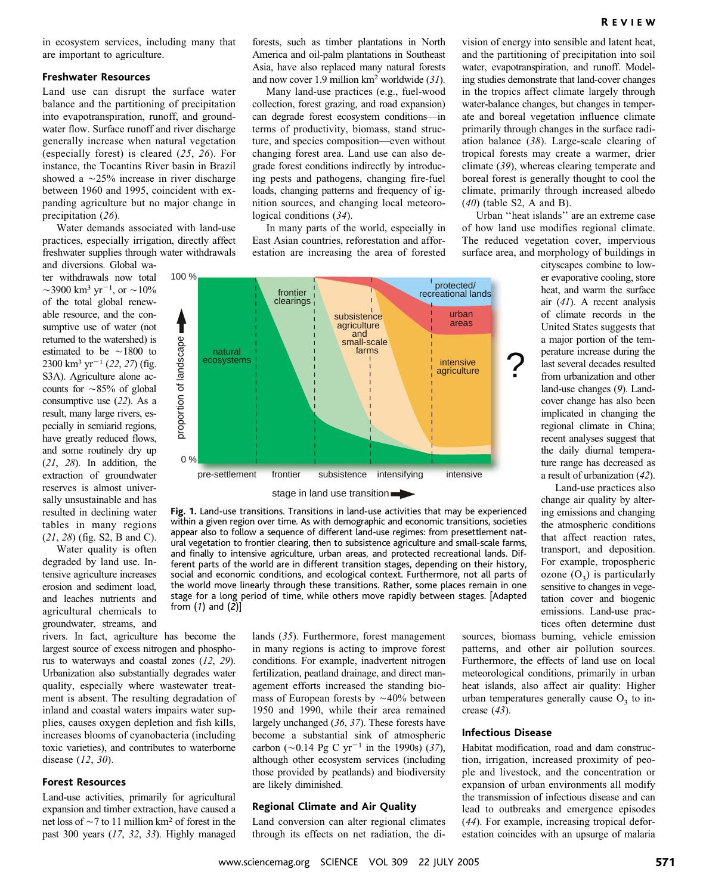in ecosystem services, including many that are important to agriculture.

## Freshwater Resources

Land use can disrupt the surface water balance and the partitioning of precipitation into evapotranspiration, runoff, and groundwater flow. Surface runoff and river discharge generally increase when natural vegetation (especially forest) is cleared (*25*, *26*). For instance, the Tocantins River basin in Brazil showed a ~25% increase in river discharge between 1960 and 1995, coincident with expanding agriculture but no major change in precipitation (*26*).

Water demands associated with land-use practices, especially irrigation, directly affect freshwater supplies through water withdrawals and diversions. Global water withdrawals now total ~3900 $km^3\ yr^{-1}$, or ~10% of the total global renewable resource, and the consumptive use of water (not returned to the watershed) is estimated to be ~1800 to 2300 $km^3\ yr^{-1}$ (*22*, *27*) (fig. S3A). Agriculture alone accounts for ~85% of global consumptive use (*22*). As a result, many large rivers, especially in semiarid regions, have greatly reduced flows, and some routinely dry up (*21*, *28*). In addition, the extraction of groundwater reserves is almost universally unsustainable and has resulted in declining water tables in many regions (*21*, *28*) (fig. S2, B and C).

Water quality is often degraded by land use. Intensive agriculture increases erosion and sediment load, and leaches nutrients and agricultural chemicals to groundwater, streams, and rivers. In fact, agriculture has become the largest source of excess nitrogen and phosphorus to waterways and coastal zones (*12*, *29*). Urbanization also substantially degrades water quality, especially where wastewater treatment is absent. The resulting degradation of inland and coastal waters impairs water supplies, causes oxygen depletion and fish kills, increases blooms of cyanobacteria (including toxic varieties), and contributes to waterborne disease (*12*, *30*).

## Forest Resources

Land-use activities, primarily for agricultural expansion and timber extraction, have caused a net loss of ~7 to 11 million $km^2$ of forest in the past 300 years (*17*, *32*, *33*). Highly managed forests, such as timber plantations in North America and oil-palm plantations in Southeast Asia, have also replaced many natural forests and now cover 1.9 million $km^2$ worldwide (*31*).

Many land-use practices (e.g., fuel-wood collection, forest grazing, and road expansion) can degrade forest ecosystem conditions—in terms of productivity, biomass, stand structure, and species composition—even without changing forest area. Land use can also degrade forest conditions indirectly by introducing pests and pathogens, changing fire-fuel loads, changing patterns and frequency of ignition sources, and changing local meteorological conditions (*34*).

In many parts of the world, especially in East Asian countries, reforestation and afforestation are increasing the area of forested lands (*35*). Furthermore, forest management in many regions is acting to improve forest conditions. For example, inadvertent nitrogen fertilization, peatland drainage, and direct management efforts increased the standing biomass of European forests by ~40% between 1950 and 1990, while their area remained largely unchanged (*36*, *37*). These forests have become a substantial sink of atmospheric carbon (~0.14 Pg C $yr^{-1}$ in the 1990s) (*37*), although other ecosystem services (including those provided by peatlands) and biodiversity are likely diminished.

## Regional Climate and Air Quality

Land conversion can alter regional climates through its effects on net radiation, the division of energy into sensible and latent heat, and the partitioning of precipitation into soil water, evapotranspiration, and runoff. Modeling studies demonstrate that land-cover changes in the tropics affect climate largely through water-balance changes, but changes in temperate and boreal vegetation influence climate primarily through changes in the surface radiation balance (*38*). Large-scale clearing of tropical forests may create a warmer, drier climate (*39*), whereas clearing temperate and boreal forest is generally thought to cool the climate, primarily through increased albedo (*40*) (table S2, A and B).

Urban "heat islands" are an extreme case of how land use modifies regional climate. The reduced vegetation cover, impervious surface area, and morphology of buildings in cityscapes combine to lower evaporative cooling, store heat, and warm the surface air (*41*). A recent analysis of climate records in the United States suggests that a major portion of the temperature increase during the last several decades resulted from urbanization and other land-use changes (*9*). Land-cover change has also been implicated in changing the regional climate in China; recent analyses suggest that the daily diurnal temperature range has decreased as a result of urbanization (*42*).

Land-use practices also change air quality by altering emissions and changing the atmospheric conditions that affect reaction rates, transport, and deposition. For example, tropospheric ozone ($O_3$) is particularly sensitive to changes in vegetation cover and biogenic emissions. Land-use practices often determine dust sources, biomass burning, vehicle emission patterns, and other air pollution sources. Furthermore, the effects of land use on local meteorological conditions, primarily in urban heat islands, also affect air quality: Higher urban temperatures generally cause $O_3$ to increase (*43*).

100 %
0 %
proportion of landscape
natural ecosystems
frontier clearings
subsistence agriculture and small-scale farms
protected/ recreational lands
urban areas
intensive agriculture
?
pre-settlement
frontier
subsistence
intensifying
intensive
stage in land use transition

**Fig. 1.** Land-use transitions. Transitions in land-use activities that may be experienced within a given region over time. As with demographic and economic transitions, societies appear also to follow a sequence of different land-use regimes: from presettlement natural vegetation to frontier clearing, then to subsistence agriculture and small-scale farms, and finally to intensive agriculture, urban areas, and protected recreational lands. Different parts of the world are in different transition stages, depending on their history, social and economic conditions, and ecological context. Furthermore, not all parts of the world move linearly through these transitions. Rather, some places remain in one stage for a long period of time, while others move rapidly between stages. [Adapted from (*1*) and (*2*)]

## Infectious Disease

Habitat modification, road and dam construction, irrigation, increased proximity of people and livestock, and the concentration or expansion of urban environments all modify the transmission of infectious disease and can lead to outbreaks and emergence episodes (*44*). For example, increasing tropical deforestation coincides with an upsurge of malaria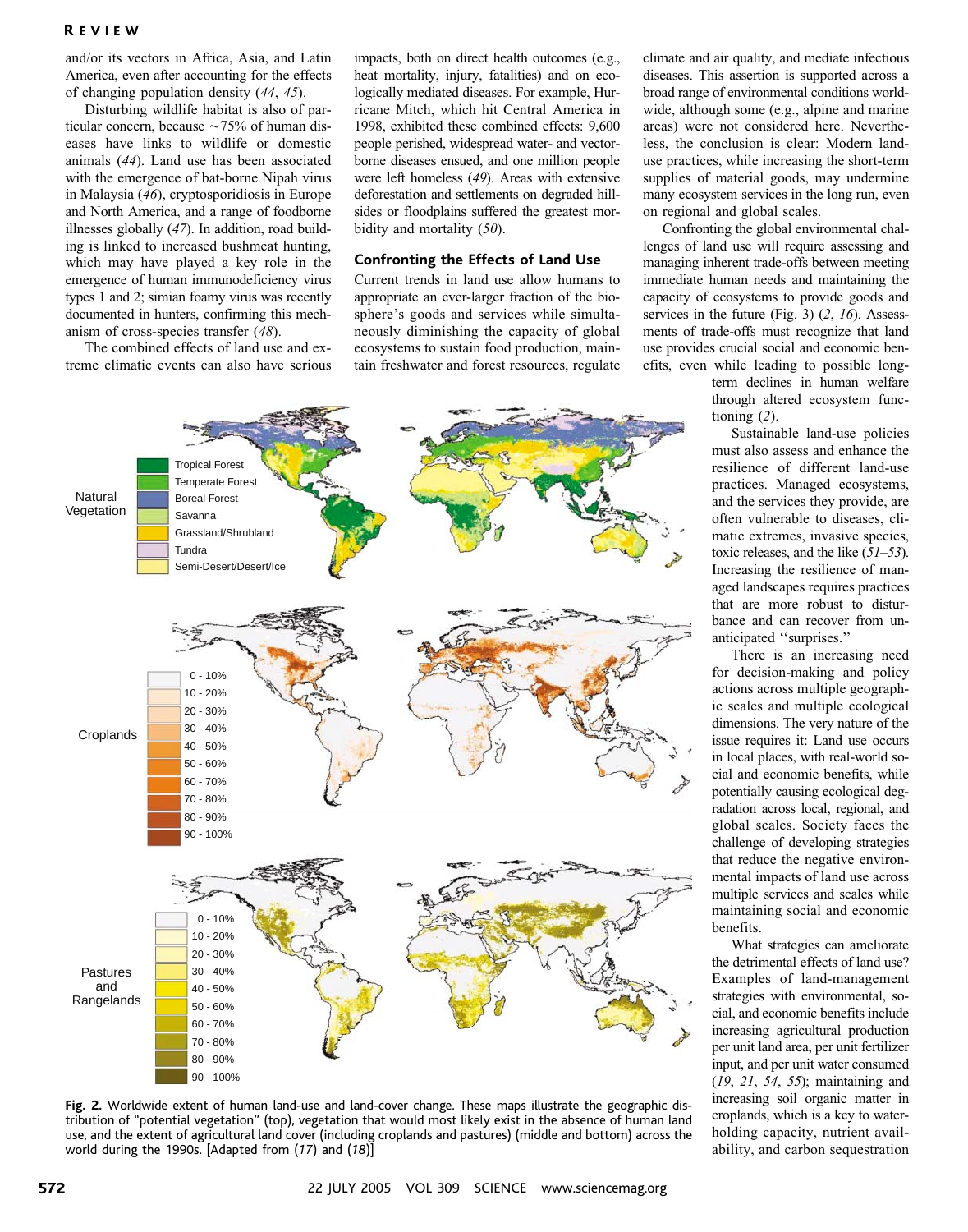and/or its vectors in Africa, Asia, and Latin America, even after accounting for the effects of changing population density (*44*, *45*).

Disturbing wildlife habitat is also of particular concern, because ~75% of human diseases have links to wildlife or domestic animals (*44*). Land use has been associated with the emergence of bat-borne Nipah virus in Malaysia (*46*), cryptosporidiosis in Europe and North America, and a range of foodborne illnesses globally (*47*). In addition, road building is linked to increased bushmeat hunting, which may have played a key role in the emergence of human immunodeficiency virus types 1 and 2; simian foamy virus was recently documented in hunters, confirming this mechanism of cross-species transfer (*48*).

The combined effects of land use and extreme climatic events can also have serious impacts, both on direct health outcomes (e.g., heat mortality, injury, fatalities) and on ecologically mediated diseases. For example, Hurricane Mitch, which hit Central America in 1998, exhibited these combined effects: 9,600 people perished, widespread water- and vector-borne diseases ensued, and one million people were left homeless (*49*). Areas with extensive deforestation and settlements on degraded hillsides or floodplains suffered the greatest morbidity and mortality (*50*).

## Confronting the Effects of Land Use

Current trends in land use allow humans to appropriate an ever-larger fraction of the biosphere's goods and services while simultaneously diminishing the capacity of global ecosystems to sustain food production, maintain freshwater and forest resources, regulate climate and air quality, and mediate infectious diseases. This assertion is supported across a broad range of environmental conditions worldwide, although some (e.g., alpine and marine areas) were not considered here. Nevertheless, the conclusion is clear: Modern land-use practices, while increasing the short-term supplies of material goods, may undermine many ecosystem services in the long run, even on regional and global scales.

Confronting the global environmental challenges of land use will require assessing and managing inherent trade-offs between meeting immediate human needs and maintaining the capacity of ecosystems to provide goods and services in the future (Fig. 3) (*2*, *16*). Assessments of trade-offs must recognize that land use provides crucial social and economic benefits, even while leading to possible long-term declines in human welfare through altered ecosystem functioning (*2*).

Sustainable land-use policies must also assess and enhance the resilience of different land-use practices. Managed ecosystems, and the services they provide, are often vulnerable to diseases, climatic extremes, invasive species, toxic releases, and the like (*51*–*53*). Increasing the resilience of managed landscapes requires practices that are more robust to disturbance and can recover from unanticipated "surprises."

There is an increasing need for decision-making and policy actions across multiple geographic scales and multiple ecological dimensions. The very nature of the issue requires it: Land use occurs in local places, with real-world social and economic benefits, while potentially causing ecological degradation across local, regional, and global scales. Society faces the challenge of developing strategies that reduce the negative environmental impacts of land use across multiple services and scales while maintaining social and economic benefits.

What strategies can ameliorate the detrimental effects of land use? Examples of land-management strategies with environmental, social, and economic benefits include increasing agricultural production per unit land area, per unit fertilizer input, and per unit water consumed (*19*, *21*, *54*, *55*); maintaining and increasing soil organic matter in croplands, which is a key to water-holding capacity, nutrient availability, and carbon sequestration

Natural Vegetation
Tropical Forest
Temperate Forest
Boreal Forest
Savanna
Grassland/Shrubland
Tundra
Semi-Desert/Desert/Ice

Croplands
0 - 10%
10 - 20%
20 - 30%
30 - 40%
40 - 50%
50 - 60%
60 - 70%
70 - 80%
80 - 90%
90 - 100%

Pastures and Rangelands
0 - 10%
10 - 20%
20 - 30%
30 - 40%
40 - 50%
50 - 60%
60 - 70%
70 - 80%
80 - 90%
90 - 100%

**Fig. 2.** Worldwide extent of human land-use and land-cover change. These maps illustrate the geographic distribution of "potential vegetation" (top), vegetation that would most likely exist in the absence of human land use, and the extent of agricultural land cover (including croplands and pastures) (middle and bottom) across the world during the 1990s. [Adapted from (*17*) and (*18*)]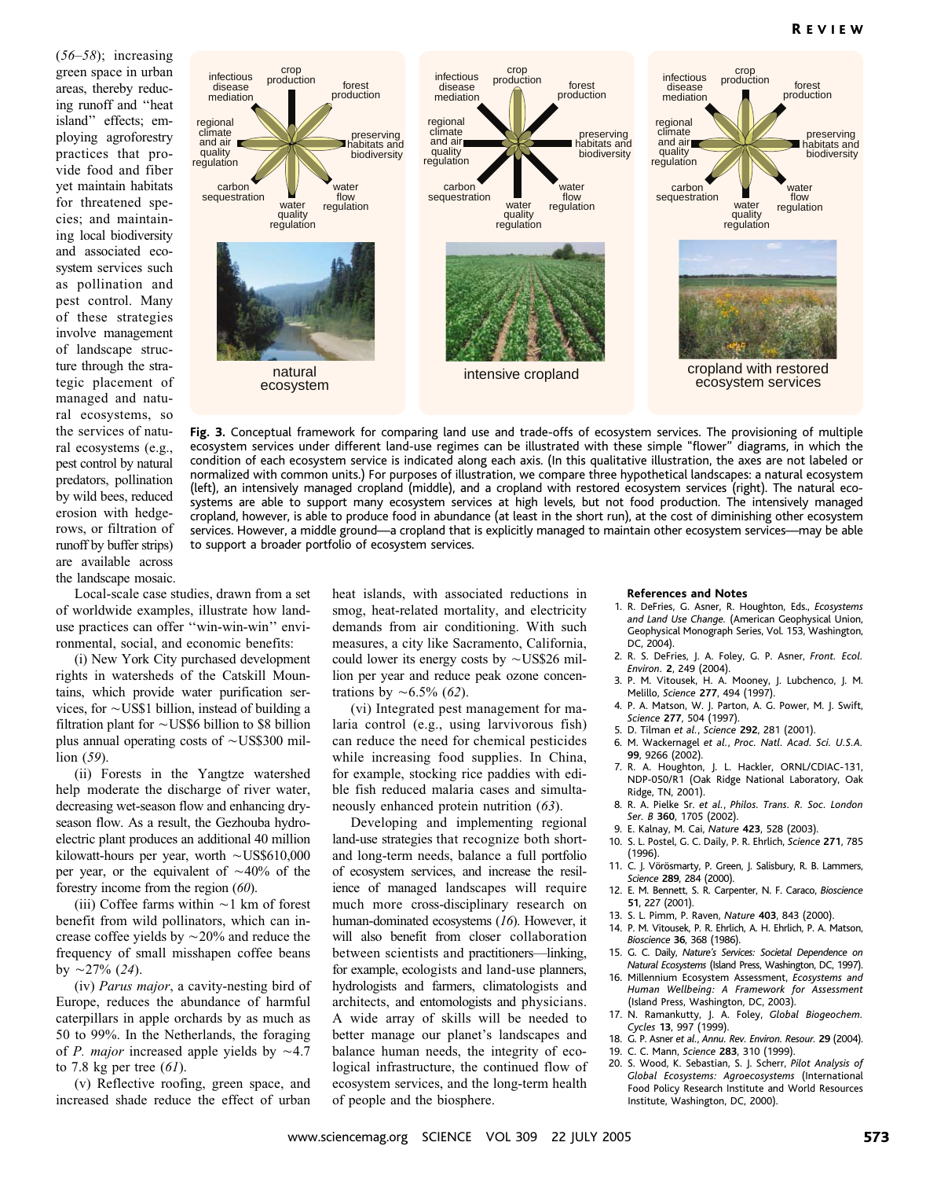(*56–58*); increasing green space in urban areas, thereby reducing runoff and ''heat island'' effects; employing agroforestry practices that provide food and fiber yet maintain habitats for threatened species; and maintaining local biodiversity and associated ecosystem services such as pollination and pest control. Many of these strategies involve management of landscape structure through the strategic placement of managed and natural ecosystems, so the services of natural ecosystems (e.g., pest control by natural predators, pollination by wild bees, reduced erosion with hedgerows, or filtration of runoff by buffer strips) are available across the landscape mosaic.

infectious disease mediation
crop production
forest production
regional climate and air quality regulation
preserving habitats and biodiversity
carbon sequestration
water quality regulation
water flow regulation

natural ecosystem

intensive cropland

cropland with restored ecosystem services

**Fig. 3.** Conceptual framework for comparing land use and trade-offs of ecosystem services. The provisioning of multiple ecosystem services under different land-use regimes can be illustrated with these simple ''flower'' diagrams, in which the condition of each ecosystem service is indicated along each axis. (In this qualitative illustration, the axes are not labeled or normalized with common units.) For purposes of illustration, we compare three hypothetical landscapes: a natural ecosystem (left), an intensively managed cropland (middle), and a cropland with restored ecosystem services (right). The natural ecosystems are able to support many ecosystem services at high levels, but not food production. The intensively managed cropland, however, is able to produce food in abundance (at least in the short run), at the cost of diminishing other ecosystem services. However, a middle ground—a cropland that is explicitly managed to maintain other ecosystem services—may be able to support a broader portfolio of ecosystem services.

Local-scale case studies, drawn from a set of worldwide examples, illustrate how land-use practices can offer ''win-win-win'' environmental, social, and economic benefits:

(i) New York City purchased development rights in watersheds of the Catskill Mountains, which provide water purification services, for ~US$1 billion, instead of building a filtration plant for ~US$6 billion to $8 billion plus annual operating costs of ~US$300 million (*59*).

(ii) Forests in the Yangtze watershed help moderate the discharge of river water, decreasing wet-season flow and enhancing dry-season flow. As a result, the Gezhouba hydroelectric plant produces an additional 40 million kilowatt-hours per year, worth ~US$610,000 per year, or the equivalent of ~40% of the forestry income from the region (*60*).

(iii) Coffee farms within ~1 km of forest benefit from wild pollinators, which can increase coffee yields by ~20% and reduce the frequency of small misshapen coffee beans by ~27% (*24*).

(iv) *Parus major*, a cavity-nesting bird of Europe, reduces the abundance of harmful caterpillars in apple orchards by as much as 50 to 99%. In the Netherlands, the foraging of *P. major* increased apple yields by ~4.7 to 7.8 kg per tree (*61*).

(v) Reflective roofing, green space, and increased shade reduce the effect of urban heat islands, with associated reductions in smog, heat-related mortality, and electricity demands from air conditioning. With such measures, a city like Sacramento, California, could lower its energy costs by ~US$26 million per year and reduce peak ozone concentrations by ~6.5% (*62*).

(vi) Integrated pest management for malaria control (e.g., using larvivorous fish) can reduce the need for chemical pesticides while increasing food supplies. In China, for example, stocking rice paddies with edible fish reduced malaria cases and simultaneously enhanced protein nutrition (*63*).

Developing and implementing regional land-use strategies that recognize both short- and long-term needs, balance a full portfolio of ecosystem services, and increase the resilience of managed landscapes will require much more cross-disciplinary research on human-dominated ecosystems (*16*). However, it will also benefit from closer collaboration between scientists and practitioners—linking, for example, ecologists and land-use planners, hydrologists and farmers, climatologists and architects, and entomologists and physicians. A wide array of skills will be needed to better manage our planet's landscapes and balance human needs, the integrity of ecological infrastructure, the continued flow of ecosystem services, and the long-term health of people and the biosphere.

### References and Notes

1. R. DeFries, G. Asner, R. Houghton, Eds., *Ecosystems and Land Use Change.* (American Geophysical Union, Geophysical Monograph Series, Vol. 153, Washington, DC, 2004).
2. R. S. DeFries, J. A. Foley, G. P. Asner, *Front. Ecol. Environ.* **2**, 249 (2004).
3. P. M. Vitousek, H. A. Mooney, J. Lubchenco, J. M. Melillo, *Science* **277**, 494 (1997).
4. P. A. Matson, W. J. Parton, A. G. Power, M. J. Swift, *Science* **277**, 504 (1997).
5. D. Tilman *et al.*, *Science* **292**, 281 (2001).
6. M. Wackernagel *et al.*, *Proc. Natl. Acad. Sci. U.S.A.* **99**, 9266 (2002).
7. R. A. Houghton, J. L. Hackler, ORNL/CDIAC-131, NDP-050/R1 (Oak Ridge National Laboratory, Oak Ridge, TN, 2001).
8. R. A. Pielke Sr. *et al.*, *Philos. Trans. R. Soc. London Ser. B* **360**, 1705 (2002).
9. E. Kalnay, M. Cai, *Nature* **423**, 528 (2003).
10. S. L. Postel, G. C. Daily, P. R. Ehrlich, *Science* **271**, 785 (1996).
11. C. J. Vörösmarty, P. Green, J. Salisbury, R. B. Lammers, *Science* **289**, 284 (2000).
12. E. M. Bennett, S. R. Carpenter, N. F. Caraco, *Bioscience* **51**, 227 (2001).
13. S. L. Pimm, P. Raven, *Nature* **403**, 843 (2000).
14. P. M. Vitousek, P. R. Ehrlich, A. H. Ehrlich, P. A. Matson, *Bioscience* **36**, 368 (1986).
15. G. C. Daily, *Nature's Services: Societal Dependence on Natural Ecosystems* (Island Press, Washington, DC, 1997).
16. Millennium Ecosystem Assessment, *Ecosystems and Human Wellbeing: A Framework for Assessment* (Island Press, Washington, DC, 2003).
17. N. Ramankutty, J. A. Foley, *Global Biogeochem. Cycles* **13**, 997 (1999).
18. G. P. Asner *et al.*, *Annu. Rev. Environ. Resour.* **29** (2004).
19. C. C. Mann, *Science* **283**, 310 (1999).
20. S. Wood, K. Sebastian, S. J. Scherr, *Pilot Analysis of Global Ecosystems: Agroecosystems* (International Food Policy Research Institute and World Resources Institute, Washington, DC, 2000).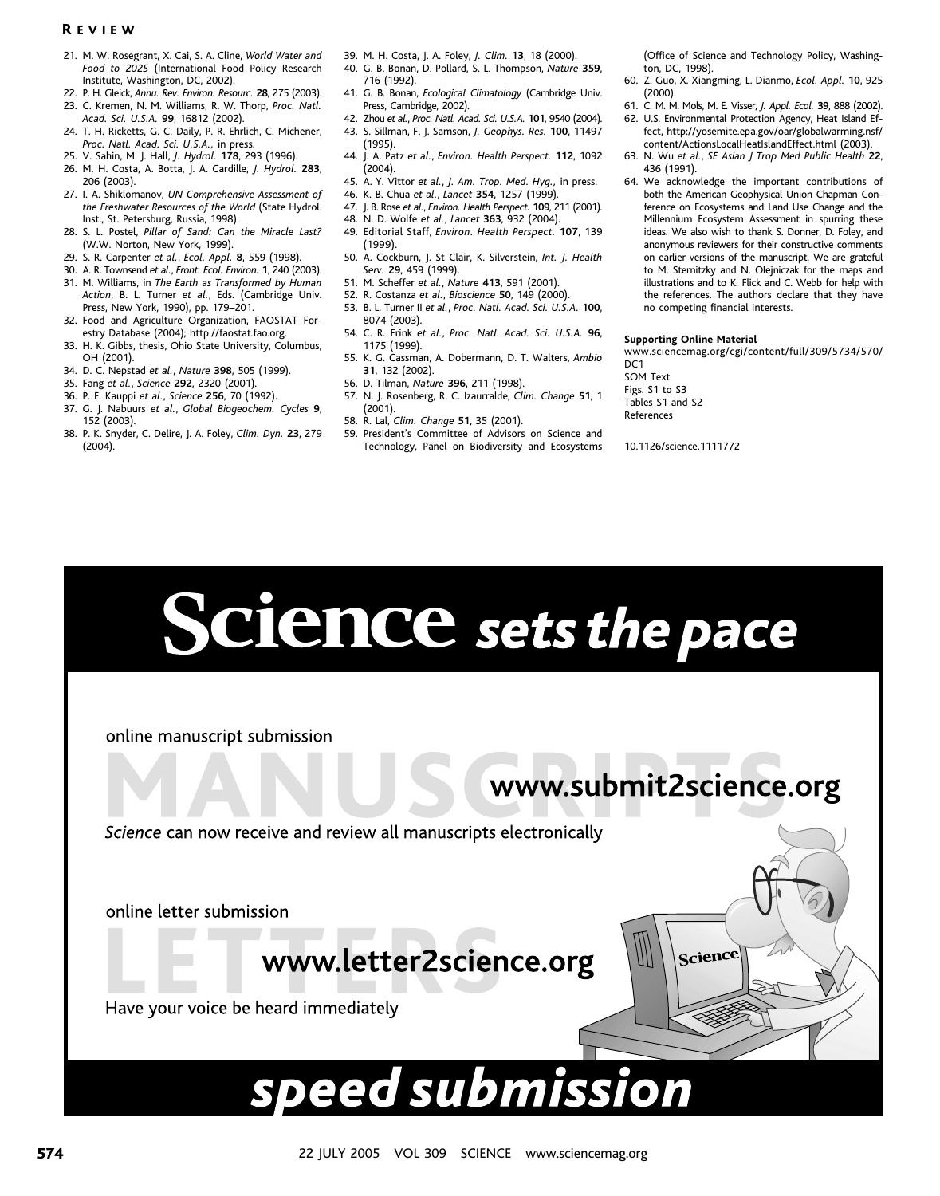21. M. W. Rosegrant, X. Cai, S. A. Cline, *World Water and Food to 2025* (International Food Policy Research Institute, Washington, DC, 2002).
22. P. H. Gleick, *Annu. Rev. Environ. Resourc.* **28**, 275 (2003).
23. C. Kremen, N. M. Williams, R. W. Thorp, *Proc. Natl. Acad. Sci. U.S.A.* **99**, 16812 (2002).
24. T. H. Ricketts, G. C. Daily, P. R. Ehrlich, C. Michener, *Proc. Natl. Acad. Sci. U.S.A.*, in press.
25. V. Sahin, M. J. Hall, *J. Hydrol.* **178**, 293 (1996).
26. M. H. Costa, A. Botta, J. A. Cardille, *J. Hydrol.* **283**, 206 (2003).
27. I. A. Shiklomanov, *UN Comprehensive Assessment of the Freshwater Resources of the World* (State Hydrol. Inst., St. Petersburg, Russia, 1998).
28. S. L. Postel, *Pillar of Sand: Can the Miracle Last?* (W.W. Norton, New York, 1999).
29. S. R. Carpenter *et al.*, *Ecol. Appl.* **8**, 559 (1998).
30. A. R. Townsend *et al.*, *Front. Ecol. Environ.* **1**, 240 (2003).
31. M. Williams, in *The Earth as Transformed by Human Action*, B. L. Turner *et al.*, Eds. (Cambridge Univ. Press, New York, 1990), pp. 179–201.
32. Food and Agriculture Organization, FAOSTAT Forestry Database (2004); http://faostat.fao.org.
33. H. K. Gibbs, thesis, Ohio State University, Columbus, OH (2001).
34. D. C. Nepstad *et al.*, *Nature* **398**, 505 (1999).
35. Fang *et al.*, *Science* **292**, 2320 (2001).
36. P. E. Kauppi *et al.*, *Science* **256**, 70 (1992).
37. G. J. Nabuurs *et al.*, *Global Biogeochem. Cycles* **9**, 152 (2003).
38. P. K. Snyder, C. Delire, J. A. Foley, *Clim. Dyn.* **23**, 279 (2004).
39. M. H. Costa, J. A. Foley, *J. Clim.* **13**, 18 (2000).
40. G. B. Bonan, D. Pollard, S. L. Thompson, *Nature* **359**, 716 (1992).
41. G. B. Bonan, *Ecological Climatology* (Cambridge Univ. Press, Cambridge, 2002).
42. Zhou *et al.*, *Proc. Natl. Acad. Sci. U.S.A.* **101**, 9540 (2004).
43. S. Sillman, F. J. Samson, *J. Geophys. Res.* **100**, 11497 (1995).
44. J. A. Patz *et al.*, *Environ. Health Perspect.* **112**, 1092 (2004).
45. A. Y. Vittor *et al.*, *J. Am. Trop. Med. Hyg.*, in press.
46. K. B. Chua *et al.*, *Lancet* **354**, 1257 (1999).
47. J. B. Rose *et al.*, *Environ. Health Perspect.* **109**, 211 (2001).
48. N. D. Wolfe *et al.*, *Lancet* **363**, 932 (2004).
49. Editorial Staff, *Environ. Health Perspect.* **107**, 139 (1999).
50. A. Cockburn, J. St Clair, K. Silverstein, *Int. J. Health Serv.* **29**, 459 (1999).
51. M. Scheffer *et al.*, *Nature* **413**, 591 (2001).
52. R. Costanza *et al.*, *Bioscience* **50**, 149 (2000).
53. B. L. Turner II *et al.*, *Proc. Natl. Acad. Sci. U.S.A.* **100**, 8074 (2003).
54. C. R. Frink *et al.*, *Proc. Natl. Acad. Sci. U.S.A.* **96**, 1175 (1999).
55. K. G. Cassman, A. Dobermann, D. T. Walters, *Ambio* **31**, 132 (2002).
56. D. Tilman, *Nature* **396**, 211 (1998).
57. N. J. Rosenberg, R. C. Izaurralde, *Clim. Change* **51**, 1 (2001).
58. R. Lal, *Clim. Change* **51**, 35 (2001).
59. President's Committee of Advisors on Science and Technology, Panel on Biodiversity and Ecosystems (Office of Science and Technology Policy, Washington, DC, 1998).
60. Z. Guo, X. Xiangming, L. Dianmo, *Ecol. Appl.* **10**, 925 (2000).
61. C. M. M. Mols, M. E. Visser, *J. Appl. Ecol.* **39**, 888 (2002).
62. U.S. Environmental Protection Agency, Heat Island Effect, http://yosemite.epa.gov/oar/globalwarming.nsf/content/ActionsLocalHeatIslandEffect.html (2003).
63. N. Wu *et al.*, *SE Asian J Trop Med Public Health* **22**, 436 (1991).
64. We acknowledge the important contributions of both the American Geophysical Union Chapman Conference on Ecosystems and Land Use Change and the Millennium Ecosystem Assessment in spurring these ideas. We also wish to thank S. Donner, D. Foley, and anonymous reviewers for their constructive comments on earlier versions of the manuscript. We are grateful to M. Sternitzky and N. Olejniczak for the maps and illustrations and to K. Flick and C. Webb for help with the references. The authors declare that they have no competing financial interests.

**Supporting Online Material**
www.sciencemag.org/cgi/content/full/309/5734/570/DC1
SOM Text
Figs. S1 to S3
Tables S1 and S2
References

10.1126/science.1111772